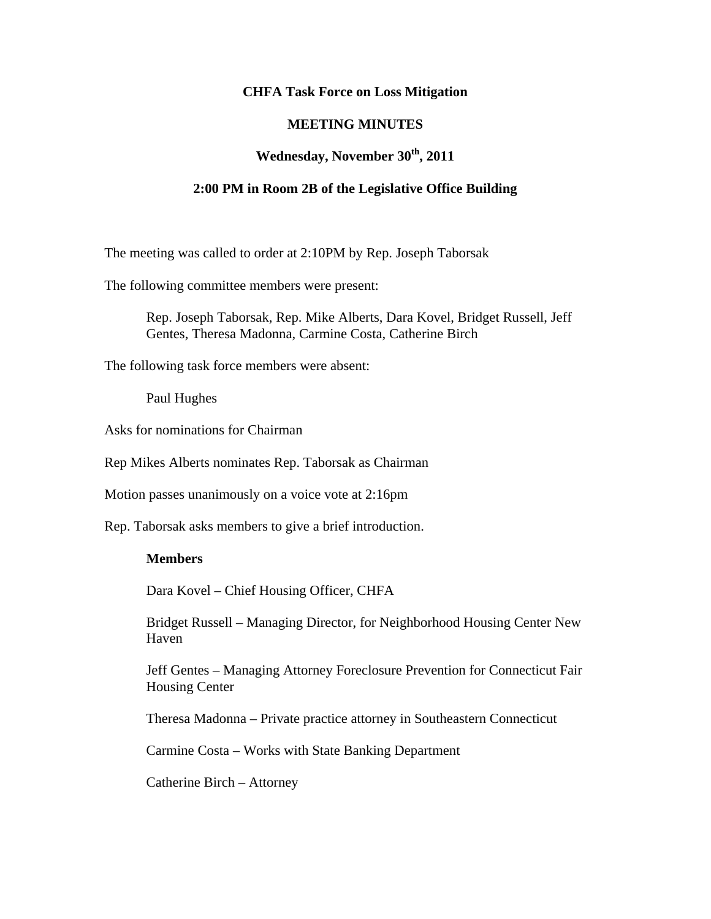**CHFA Task Force on Loss Mitigation**

**MEETING MINUTES**

**Wednesday, November 30th, 2011**

**2:00 PM in Room 2B of the Legislative Office Building**

The meeting was called to order at 2:10PM by Rep. Joseph Taborsak

The following committee members were present:

> Rep. Joseph Taborsak, Rep. Mike Alberts, Dara Kovel, Bridget Russell, Jeff Gentes, Theresa Madonna, Carmine Costa, Catherine Birch

The following task force members were absent:

> Paul Hughes

Asks for nominations for Chairman

Rep Mikes Alberts nominates Rep. Taborsak as Chairman

Motion passes unanimously on a voice vote at 2:16pm

Rep. Taborsak asks members to give a brief introduction.

> **Members**
>
> Dara Kovel – Chief Housing Officer, CHFA
>
> Bridget Russell – Managing Director, for Neighborhood Housing Center New Haven
>
> Jeff Gentes – Managing Attorney Foreclosure Prevention for Connecticut Fair Housing Center
>
> Theresa Madonna – Private practice attorney in Southeastern Connecticut
>
> Carmine Costa – Works with State Banking Department
>
> Catherine Birch – Attorney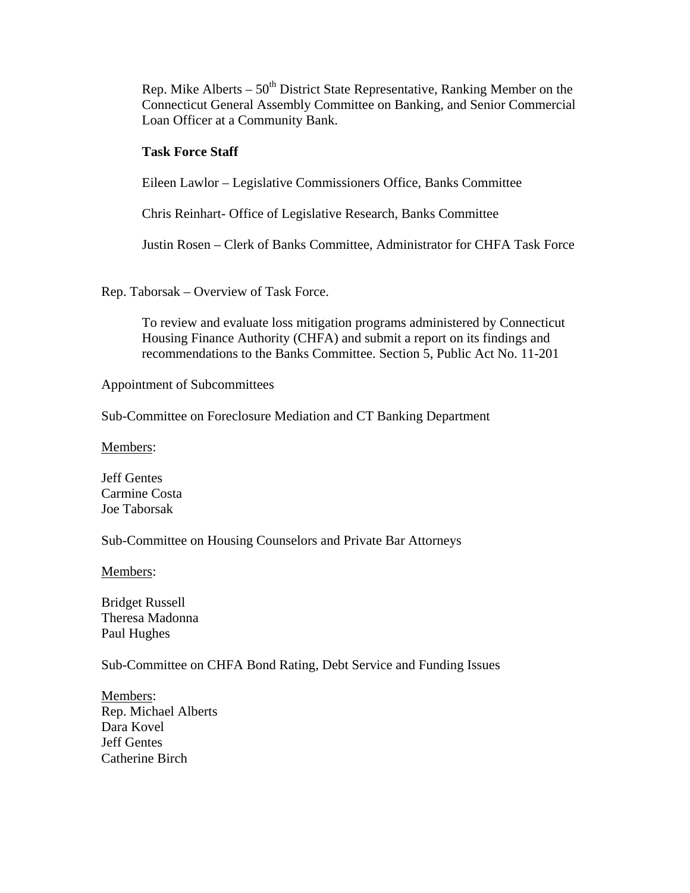Rep. Mike Alberts – 50th District State Representative, Ranking Member on the Connecticut General Assembly Committee on Banking, and Senior Commercial Loan Officer at a Community Bank.

**Task Force Staff**

Eileen Lawlor – Legislative Commissioners Office, Banks Committee

Chris Reinhart- Office of Legislative Research, Banks Committee

Justin Rosen – Clerk of Banks Committee, Administrator for CHFA Task Force

Rep. Taborsak – Overview of Task Force.

> To review and evaluate loss mitigation programs administered by Connecticut Housing Finance Authority (CHFA) and submit a report on its findings and recommendations to the Banks Committee. Section 5, Public Act No. 11-201

Appointment of Subcommittees

Sub-Committee on Foreclosure Mediation and CT Banking Department

<u>Members</u>:

Jeff Gentes
Carmine Costa
Joe Taborsak

Sub-Committee on Housing Counselors and Private Bar Attorneys

<u>Members</u>:

Bridget Russell
Theresa Madonna
Paul Hughes

Sub-Committee on CHFA Bond Rating, Debt Service and Funding Issues

<u>Members</u>:
Rep. Michael Alberts
Dara Kovel
Jeff Gentes
Catherine Birch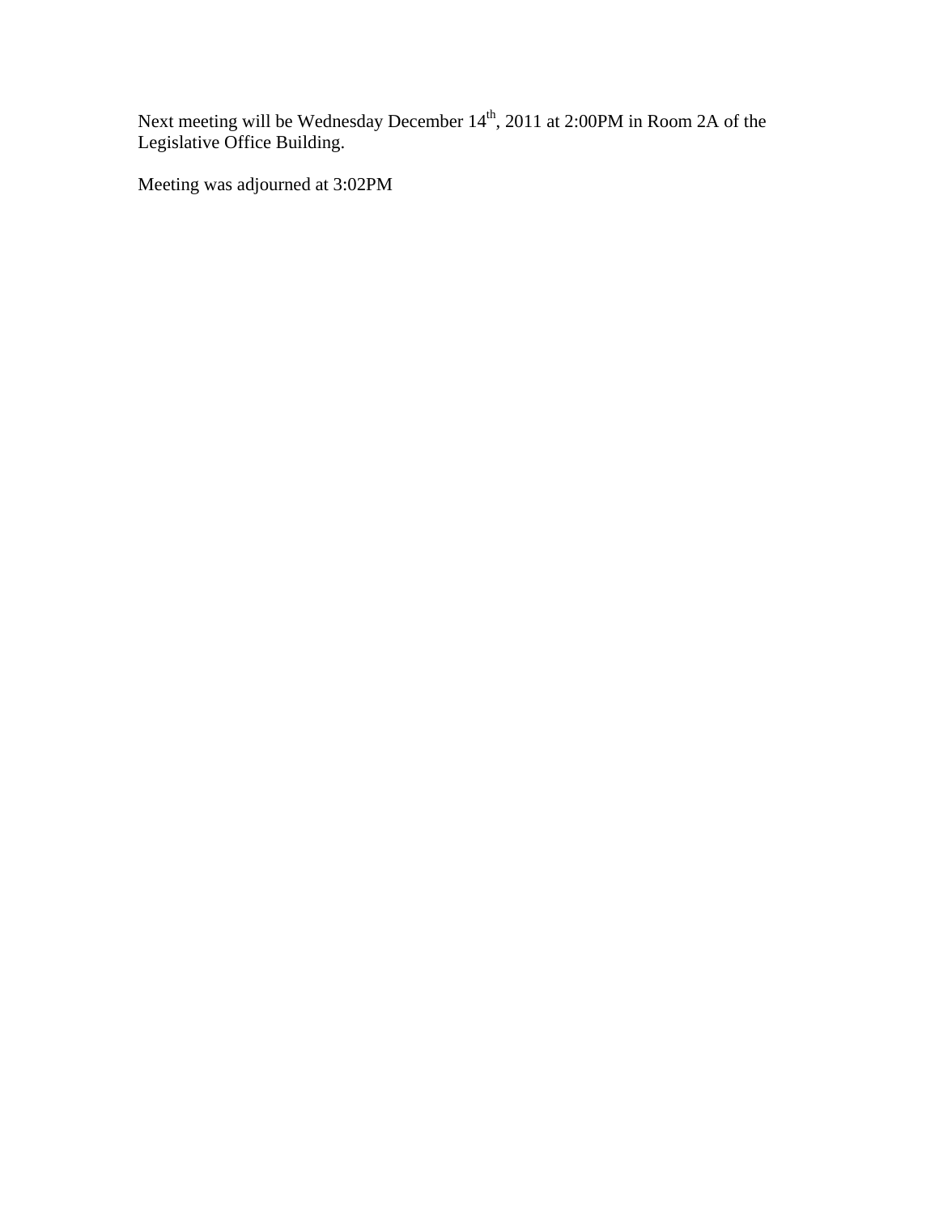Next meeting will be Wednesday December 14th, 2011 at 2:00PM in Room 2A of the Legislative Office Building.

Meeting was adjourned at 3:02PM